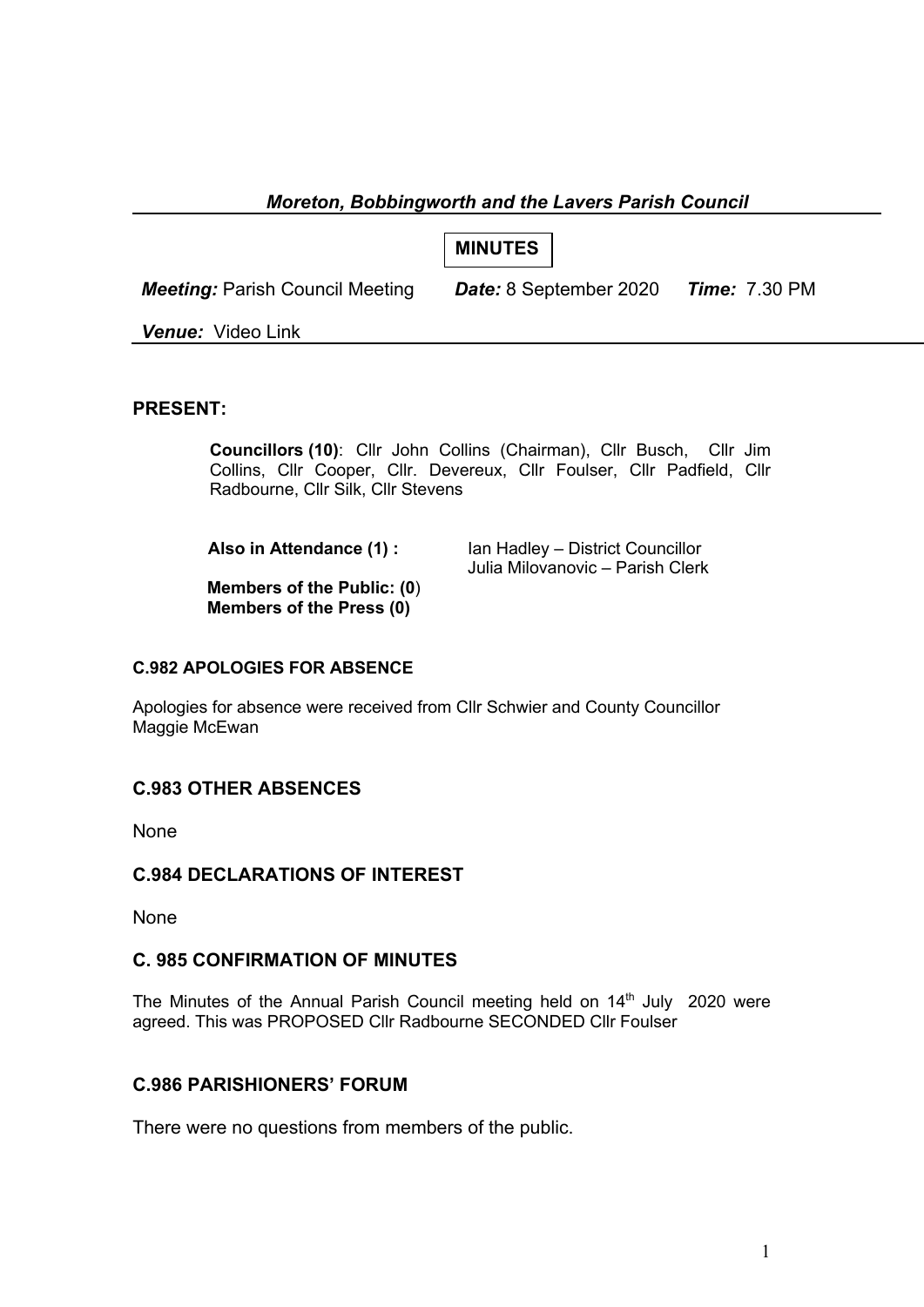***Moreton, Bobbingworth and the Lavers Parish Council***

# MINUTES

***Meeting:*** Parish Council Meeting ***Date:*** 8 September 2020 ***Time:*** 7.30 PM

***Venue:*** Video Link

**PRESENT:**

**Councillors (10)**: Cllr John Collins (Chairman), Cllr Busch, Cllr Jim Collins, Cllr Cooper, Cllr. Devereux, Cllr Foulser, Cllr Padfield, Cllr Radbourne, Cllr Silk, Cllr Stevens

**Also in Attendance (1) :** Ian Hadley – District Councillor
Julia Milovanovic – Parish Clerk

**Members of the Public: (0)**
**Members of the Press (0)**

### C.982 APOLOGIES FOR ABSENCE

Apologies for absence were received from Cllr Schwier and County Councillor Maggie McEwan

### C.983 OTHER ABSENCES

None

### C.984 DECLARATIONS OF INTEREST

None

### C. 985 CONFIRMATION OF MINUTES

The Minutes of the Annual Parish Council meeting held on 14th July 2020 were agreed. This was PROPOSED Cllr Radbourne SECONDED Cllr Foulser

### C.986 PARISHIONERS' FORUM

There were no questions from members of the public.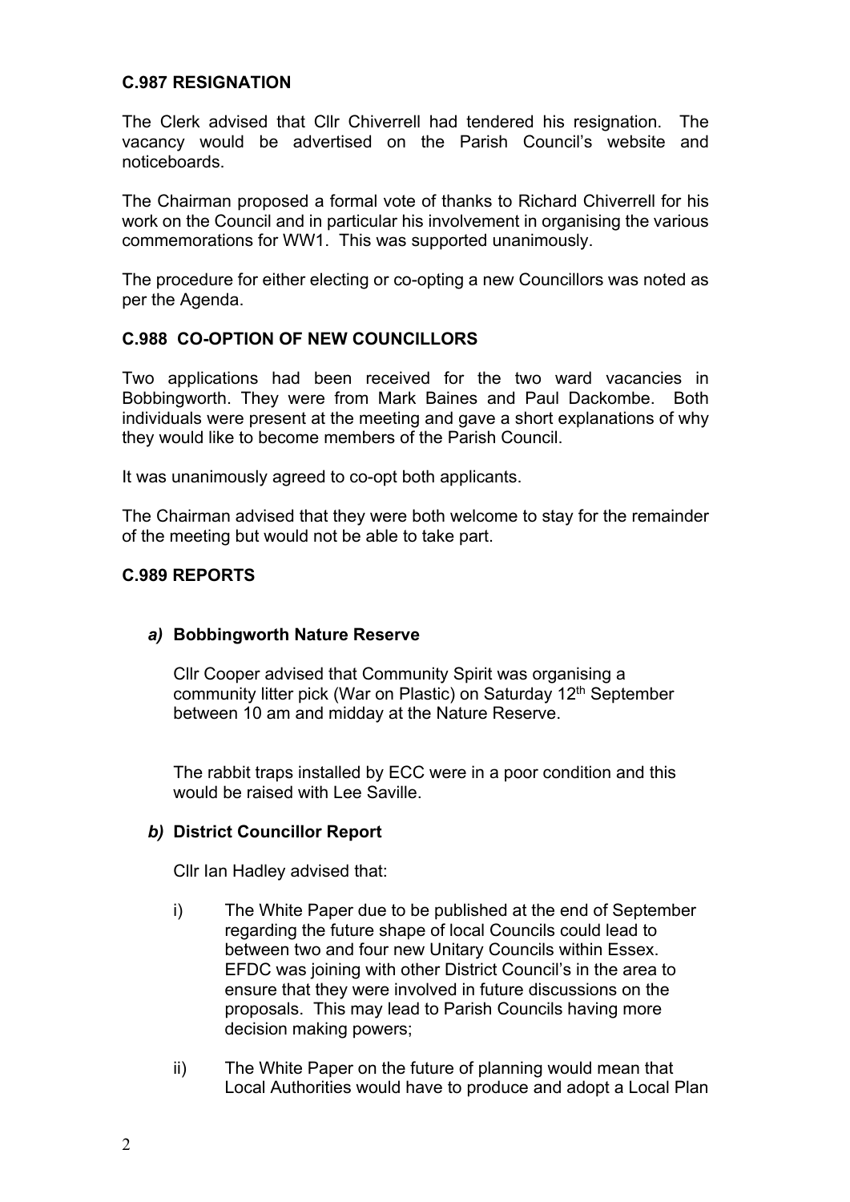**C.987 RESIGNATION**

The Clerk advised that Cllr Chiverrell had tendered his resignation. The vacancy would be advertised on the Parish Council's website and noticeboards.

The Chairman proposed a formal vote of thanks to Richard Chiverrell for his work on the Council and in particular his involvement in organising the various commemorations for WW1. This was supported unanimously.

The procedure for either electing or co-opting a new Councillors was noted as per the Agenda.

**C.988 CO-OPTION OF NEW COUNCILLORS**

Two applications had been received for the two ward vacancies in Bobbingworth. They were from Mark Baines and Paul Dackombe. Both individuals were present at the meeting and gave a short explanations of why they would like to become members of the Parish Council.

It was unanimously agreed to co-opt both applicants.

The Chairman advised that they were both welcome to stay for the remainder of the meeting but would not be able to take part.

**C.989 REPORTS**

***a)*** **Bobbingworth Nature Reserve**

Cllr Cooper advised that Community Spirit was organising a community litter pick (War on Plastic) on Saturday 12th September between 10 am and midday at the Nature Reserve.

The rabbit traps installed by ECC were in a poor condition and this would be raised with Lee Saville.

***b)*** **District Councillor Report**

Cllr Ian Hadley advised that:

i) The White Paper due to be published at the end of September regarding the future shape of local Councils could lead to between two and four new Unitary Councils within Essex. EFDC was joining with other District Council's in the area to ensure that they were involved in future discussions on the proposals. This may lead to Parish Councils having more decision making powers;

ii) The White Paper on the future of planning would mean that Local Authorities would have to produce and adopt a Local Plan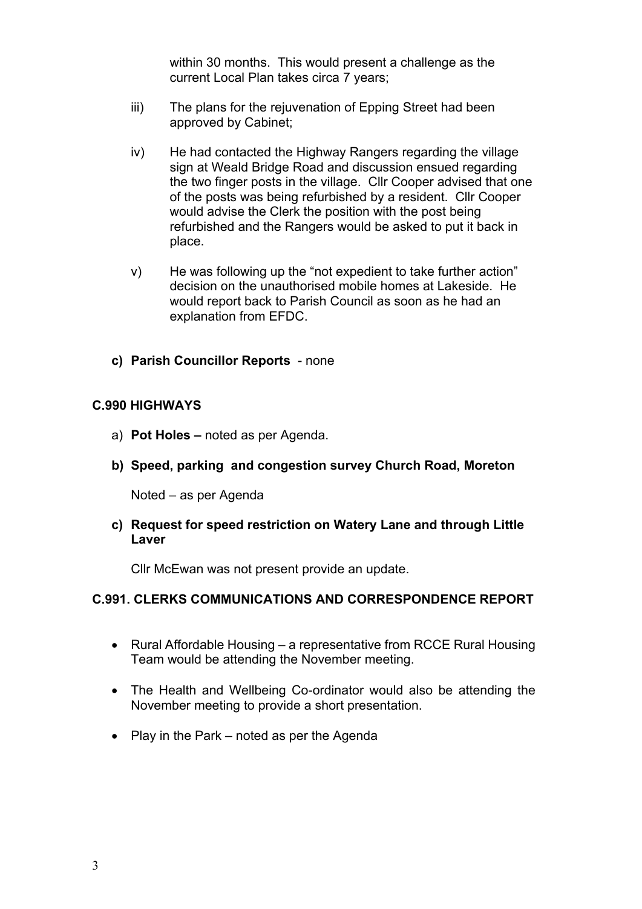within 30 months. This would present a challenge as the current Local Plan takes circa 7 years;

iii) The plans for the rejuvenation of Epping Street had been approved by Cabinet;

iv) He had contacted the Highway Rangers regarding the village sign at Weald Bridge Road and discussion ensued regarding the two finger posts in the village. Cllr Cooper advised that one of the posts was being refurbished by a resident. Cllr Cooper would advise the Clerk the position with the post being refurbished and the Rangers would be asked to put it back in place.

v) He was following up the "not expedient to take further action" decision on the unauthorised mobile homes at Lakeside. He would report back to Parish Council as soon as he had an explanation from EFDC.

**c) Parish Councillor Reports** - none

**C.990 HIGHWAYS**

a) **Pot Holes –** noted as per Agenda.

**b) Speed, parking and congestion survey Church Road, Moreton**

Noted – as per Agenda

**c) Request for speed restriction on Watery Lane and through Little Laver**

Cllr McEwan was not present provide an update.

**C.991. CLERKS COMMUNICATIONS AND CORRESPONDENCE REPORT**

- Rural Affordable Housing – a representative from RCCE Rural Housing Team would be attending the November meeting.
- The Health and Wellbeing Co-ordinator would also be attending the November meeting to provide a short presentation.
- Play in the Park – noted as per the Agenda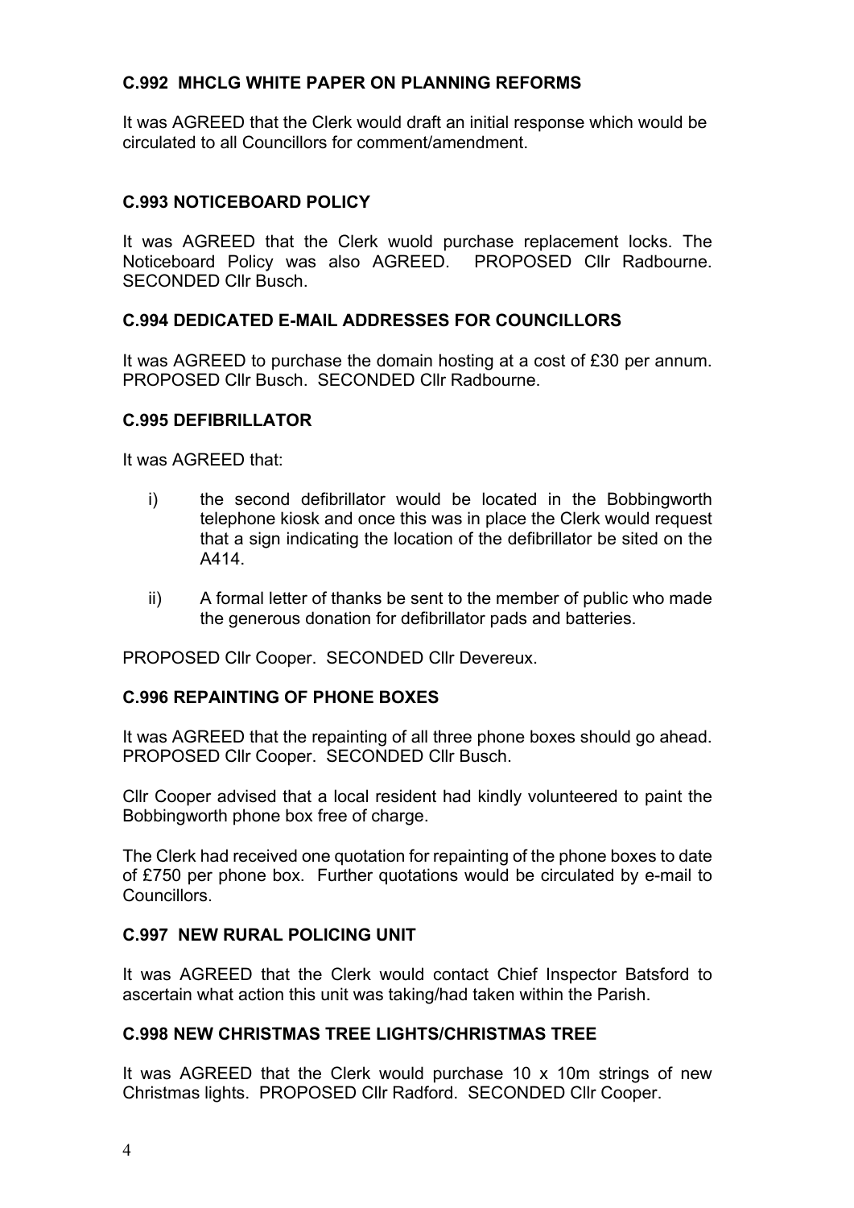### C.992 MHCLG WHITE PAPER ON PLANNING REFORMS

It was AGREED that the Clerk would draft an initial response which would be circulated to all Councillors for comment/amendment.

### C.993 NOTICEBOARD POLICY

It was AGREED that the Clerk wuold purchase replacement locks. The Noticeboard Policy was also AGREED. PROPOSED Cllr Radbourne. SECONDED Cllr Busch.

### C.994 DEDICATED E-MAIL ADDRESSES FOR COUNCILLORS

It was AGREED to purchase the domain hosting at a cost of £30 per annum. PROPOSED Cllr Busch. SECONDED Cllr Radbourne.

### C.995 DEFIBRILLATOR

It was AGREED that:

i) the second defibrillator would be located in the Bobbingworth telephone kiosk and once this was in place the Clerk would request that a sign indicating the location of the defibrillator be sited on the A414.

ii) A formal letter of thanks be sent to the member of public who made the generous donation for defibrillator pads and batteries.

PROPOSED Cllr Cooper. SECONDED Cllr Devereux.

### C.996 REPAINTING OF PHONE BOXES

It was AGREED that the repainting of all three phone boxes should go ahead. PROPOSED Cllr Cooper. SECONDED Cllr Busch.

Cllr Cooper advised that a local resident had kindly volunteered to paint the Bobbingworth phone box free of charge.

The Clerk had received one quotation for repainting of the phone boxes to date of £750 per phone box. Further quotations would be circulated by e-mail to Councillors.

### C.997 NEW RURAL POLICING UNIT

It was AGREED that the Clerk would contact Chief Inspector Batsford to ascertain what action this unit was taking/had taken within the Parish.

### C.998 NEW CHRISTMAS TREE LIGHTS/CHRISTMAS TREE

It was AGREED that the Clerk would purchase 10 x 10m strings of new Christmas lights. PROPOSED Cllr Radford. SECONDED Cllr Cooper.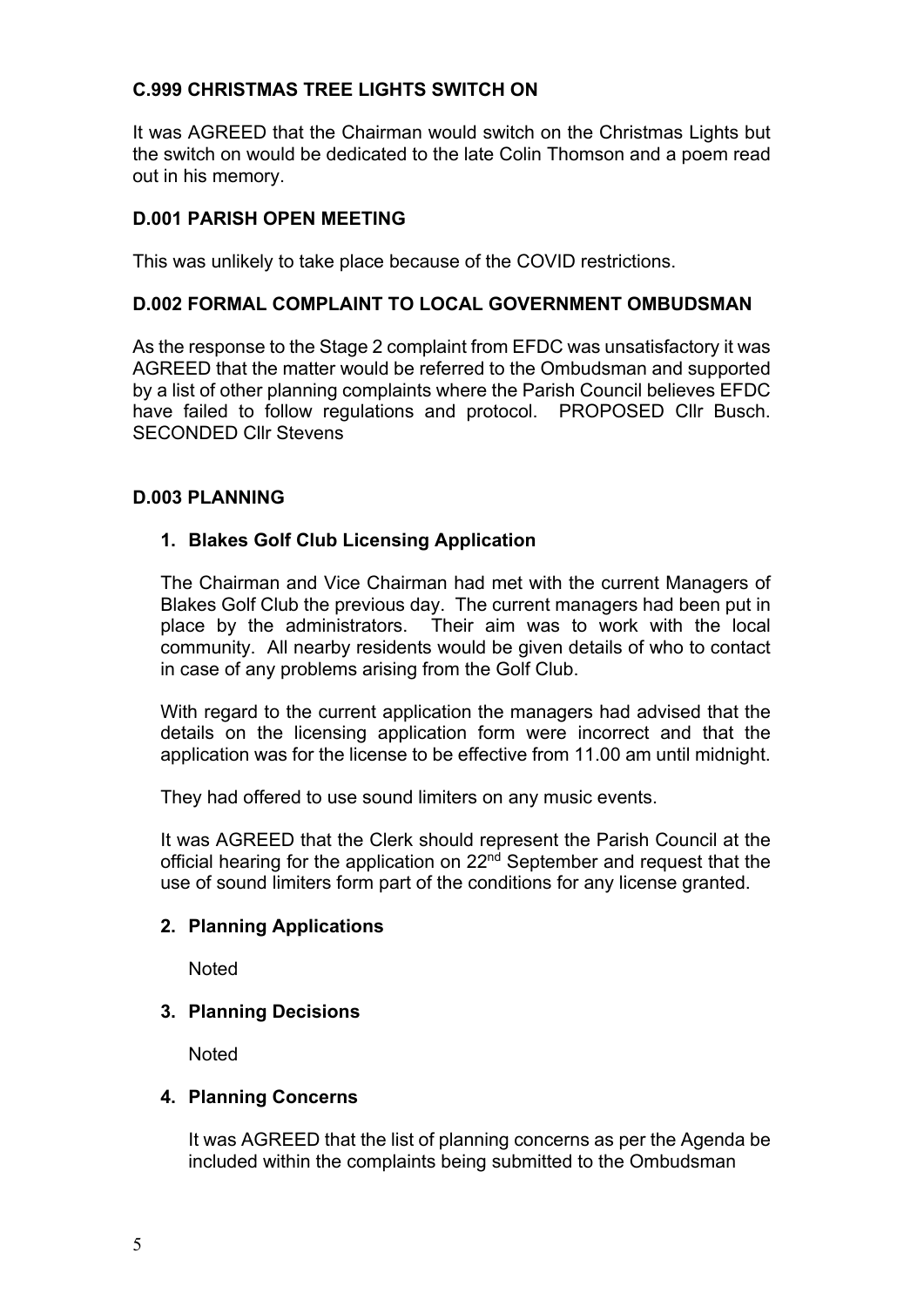### C.999 CHRISTMAS TREE LIGHTS SWITCH ON

It was AGREED that the Chairman would switch on the Christmas Lights but the switch on would be dedicated to the late Colin Thomson and a poem read out in his memory.

### D.001 PARISH OPEN MEETING

This was unlikely to take place because of the COVID restrictions.

### D.002 FORMAL COMPLAINT TO LOCAL GOVERNMENT OMBUDSMAN

As the response to the Stage 2 complaint from EFDC was unsatisfactory it was AGREED that the matter would be referred to the Ombudsman and supported by a list of other planning complaints where the Parish Council believes EFDC have failed to follow regulations and protocol. PROPOSED Cllr Busch. SECONDED Cllr Stevens

### D.003 PLANNING

1. **Blakes Golf Club Licensing Application**

   The Chairman and Vice Chairman had met with the current Managers of Blakes Golf Club the previous day. The current managers had been put in place by the administrators. Their aim was to work with the local community. All nearby residents would be given details of who to contact in case of any problems arising from the Golf Club.

   With regard to the current application the managers had advised that the details on the licensing application form were incorrect and that the application was for the license to be effective from 11.00 am until midnight.

   They had offered to use sound limiters on any music events.

   It was AGREED that the Clerk should represent the Parish Council at the official hearing for the application on 22nd September and request that the use of sound limiters form part of the conditions for any license granted.

2. **Planning Applications**

   Noted

3. **Planning Decisions**

   Noted

4. **Planning Concerns**

   It was AGREED that the list of planning concerns as per the Agenda be included within the complaints being submitted to the Ombudsman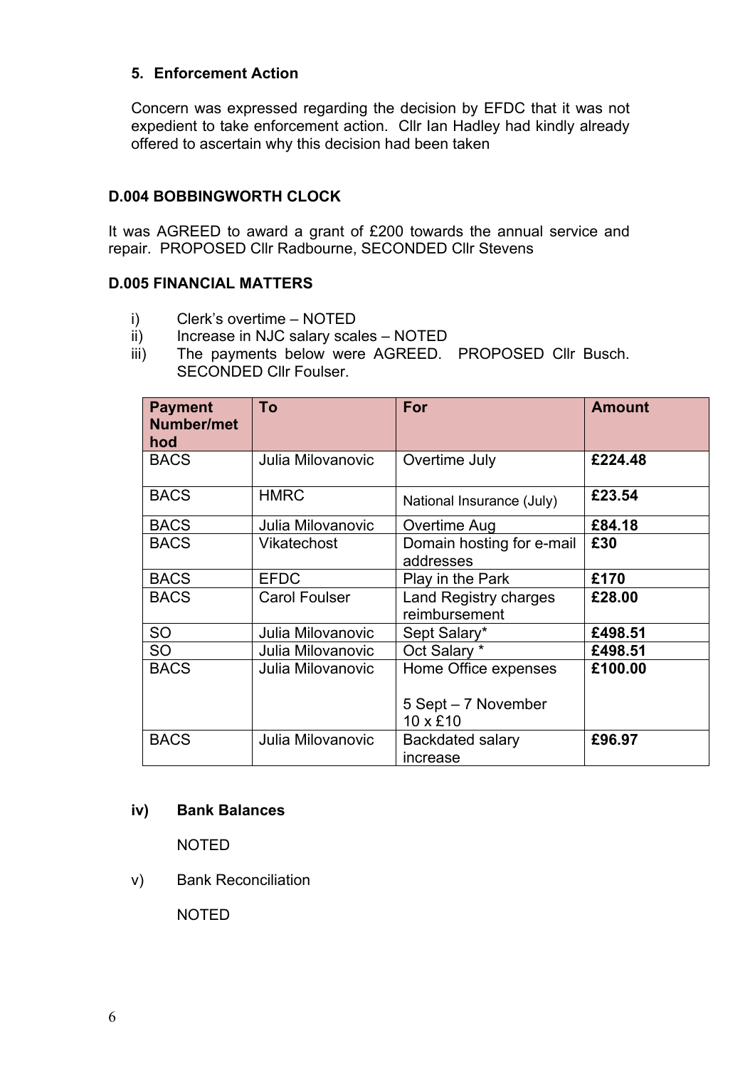5. **Enforcement Action**

Concern was expressed regarding the decision by EFDC that it was not expedient to take enforcement action. Cllr Ian Hadley had kindly already offered to ascertain why this decision had been taken

## D.004 BOBBINGWORTH CLOCK

It was AGREED to award a grant of £200 towards the annual service and repair. PROPOSED Cllr Radbourne, SECONDED Cllr Stevens

## D.005 FINANCIAL MATTERS

i) Clerk's overtime – NOTED
ii) Increase in NJC salary scales – NOTED
iii) The payments below were AGREED. PROPOSED Cllr Busch. SECONDED Cllr Foulser.

| Payment Number/method | To | For | Amount |
|---|---|---|---|
| BACS | Julia Milovanovic | Overtime July | **£224.48** |
| BACS | HMRC | National Insurance (July) | **£23.54** |
| BACS | Julia Milovanovic | Overtime Aug | **£84.18** |
| BACS | Vikatechost | Domain hosting for e-mail addresses | **£30** |
| BACS | EFDC | Play in the Park | **£170** |
| BACS | Carol Foulser | Land Registry charges reimbursement | **£28.00** |
| SO | Julia Milovanovic | Sept Salary* | **£498.51** |
| SO | Julia Milovanovic | Oct Salary * | **£498.51** |
| BACS | Julia Milovanovic | Home Office expenses<br><br>5 Sept – 7 November 10 x £10 | **£100.00** |
| BACS | Julia Milovanovic | Backdated salary increase | **£96.97** |

**iv) Bank Balances**

NOTED

v) Bank Reconciliation

NOTED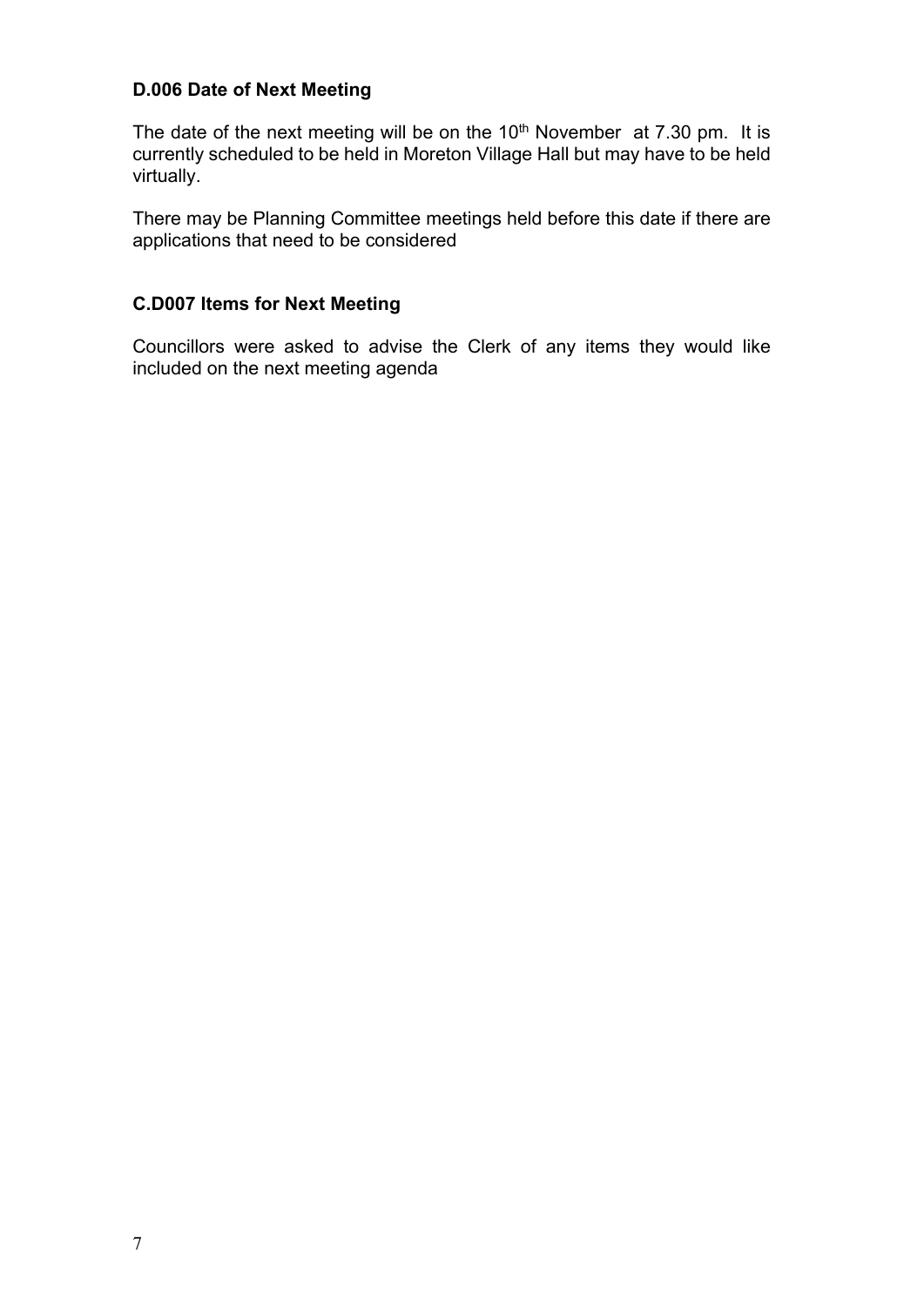**D.006 Date of Next Meeting**

The date of the next meeting will be on the 10th November at 7.30 pm. It is currently scheduled to be held in Moreton Village Hall but may have to be held virtually.

There may be Planning Committee meetings held before this date if there are applications that need to be considered

**C.D007 Items for Next Meeting**

Councillors were asked to advise the Clerk of any items they would like included on the next meeting agenda